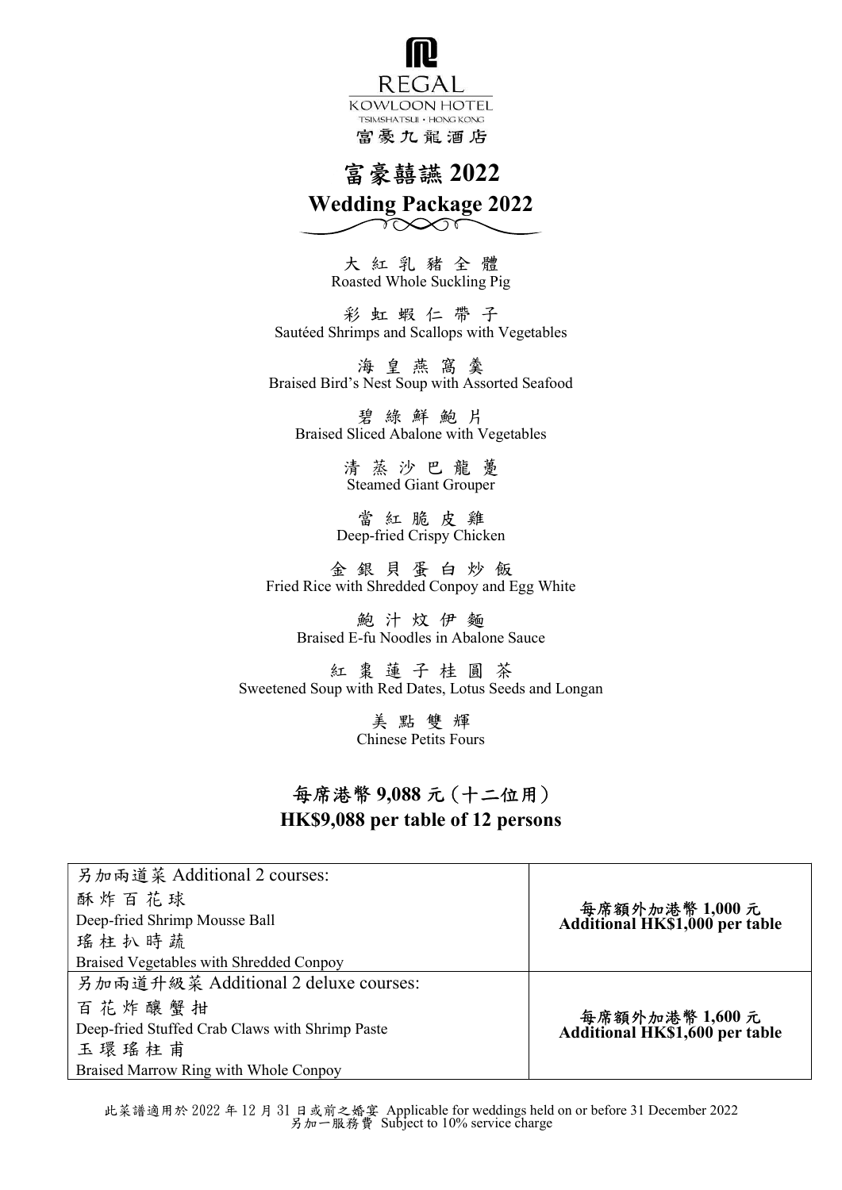REGAL

KOWLOON HOTEL

TSIMSHATSUI • HONG KONG

富豪九龍酒店

# 富豪囍讌 2022

# Wedding Package 2022

大 紅 乳 豬 全 體
Roasted Whole Suckling Pig

彩 虹 蝦 仁 帶 子
Sautéed Shrimps and Scallops with Vegetables

海 皇 燕 窩 羹
Braised Bird's Nest Soup with Assorted Seafood

碧 綠 鮮 鮑 片
Braised Sliced Abalone with Vegetables

清 蒸 沙 巴 龍 躉
Steamed Giant Grouper

當 紅 脆 皮 雞
Deep-fried Crispy Chicken

金 銀 貝 蛋 白 炒 飯
Fried Rice with Shredded Conpoy and Egg White

鮑 汁 炆 伊 麵
Braised E-fu Noodles in Abalone Sauce

紅 棗 蓮 子 桂 圓 茶
Sweetened Soup with Red Dates, Lotus Seeds and Longan

美 點 雙 輝
Chinese Petits Fours

## 每席港幣 9,088 元（十二位用）
## HK$9,088 per table of 12 persons

| 另加兩道菜 Additional 2 courses:<br>酥 炸 百 花 球<br>Deep-fried Shrimp Mousse Ball<br>瑤 柱 扒 時 蔬<br>Braised Vegetables with Shredded Conpoy | **每席額外加港幣 1,000 元<br>Additional HK$1,000 per table** |
|---|---|
| 另加兩道升級菜 Additional 2 deluxe courses:<br>百 花 炸 釀 蟹 拑<br>Deep-fried Stuffed Crab Claws with Shrimp Paste<br>玉 環 瑤 柱 甫<br>Braised Marrow Ring with Whole Conpoy | **每席額外加港幣 1,600 元<br>Additional HK$1,600 per table** |

此菜譜適用於 2022 年 12 月 31 日或前之婚宴 Applicable for weddings held on or before 31 December 2022
另加一服務費 Subject to 10% service charge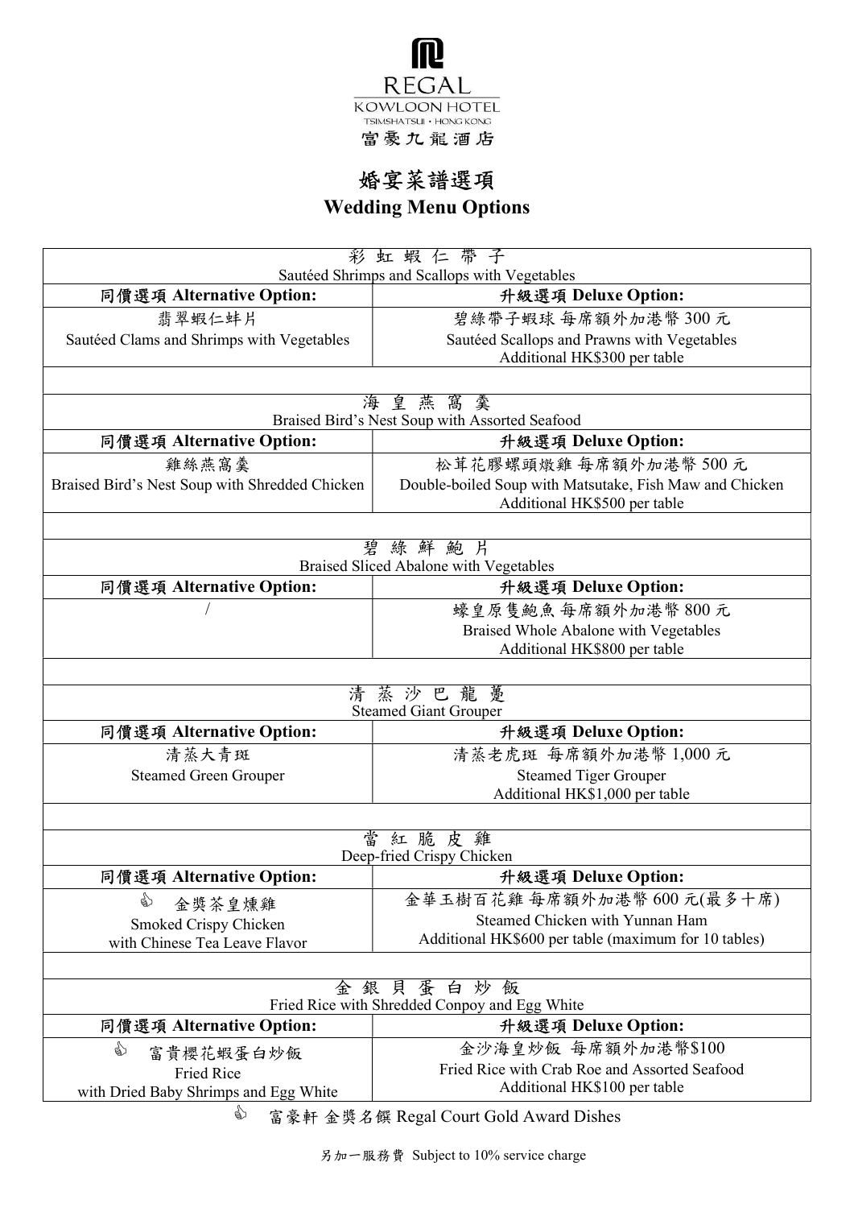REGAL
KOWLOON HOTEL
TSIMSHATSUI • HONG KONG
富豪九龍酒店

# 婚宴菜譜選項
# Wedding Menu Options

| 彩 虹 蝦 仁 帶 子<br>Sautéed Shrimps and Scallops with Vegetables | |
|---|---|
| **同價選項 Alternative Option:** | **升級選項 Deluxe Option:** |
| 翡翠蝦仁蚌片<br>Sautéed Clams and Shrimps with Vegetables | 碧綠帶子蝦球 每席額外加港幣 300 元<br>Sautéed Scallops and Prawns with Vegetables<br>Additional HK$300 per table |

| 海 皇 燕 窩 羹<br>Braised Bird's Nest Soup with Assorted Seafood | |
|---|---|
| **同價選項 Alternative Option:** | **升級選項 Deluxe Option:** |
| 雞絲燕窩羹<br>Braised Bird's Nest Soup with Shredded Chicken | 松茸花膠螺頭燉雞 每席額外加港幣 500 元<br>Double-boiled Soup with Matsutake, Fish Maw and Chicken<br>Additional HK$500 per table |

| 碧 綠 鮮 鮑 片<br>Braised Sliced Abalone with Vegetables | |
|---|---|
| **同價選項 Alternative Option:** | **升級選項 Deluxe Option:** |
| / | 蠔皇原隻鮑魚 每席額外加港幣 800 元<br>Braised Whole Abalone with Vegetables<br>Additional HK$800 per table |

| 清 蒸 沙 巴 龍 躉<br>Steamed Giant Grouper | |
|---|---|
| **同價選項 Alternative Option:** | **升級選項 Deluxe Option:** |
| 清蒸大青斑<br>Steamed Green Grouper | 清蒸老虎斑 每席額外加港幣 1,000 元<br>Steamed Tiger Grouper<br>Additional HK$1,000 per table |

| 當 紅 脆 皮 雞<br>Deep-fried Crispy Chicken | |
|---|---|
| **同價選項 Alternative Option:** | **升級選項 Deluxe Option:** |
| 👍 金獎茶皇燻雞<br>Smoked Crispy Chicken<br>with Chinese Tea Leave Flavor | 金華玉樹百花雞 每席額外加港幣 600 元(最多十席)<br>Steamed Chicken with Yunnan Ham<br>Additional HK$600 per table (maximum for 10 tables) |

| 金 銀 貝 蛋 白 炒 飯<br>Fried Rice with Shredded Conpoy and Egg White | |
|---|---|
| **同價選項 Alternative Option:** | **升級選項 Deluxe Option:** |
| 👍 富貴櫻花蝦蛋白炒飯<br>Fried Rice<br>with Dried Baby Shrimps and Egg White | 金沙海皇炒飯 每席額外加港幣$100<br>Fried Rice with Crab Roe and Assorted Seafood<br>Additional HK$100 per table |

👍 富豪軒 金獎名饌 Regal Court Gold Award Dishes

另加一服務費 Subject to 10% service charge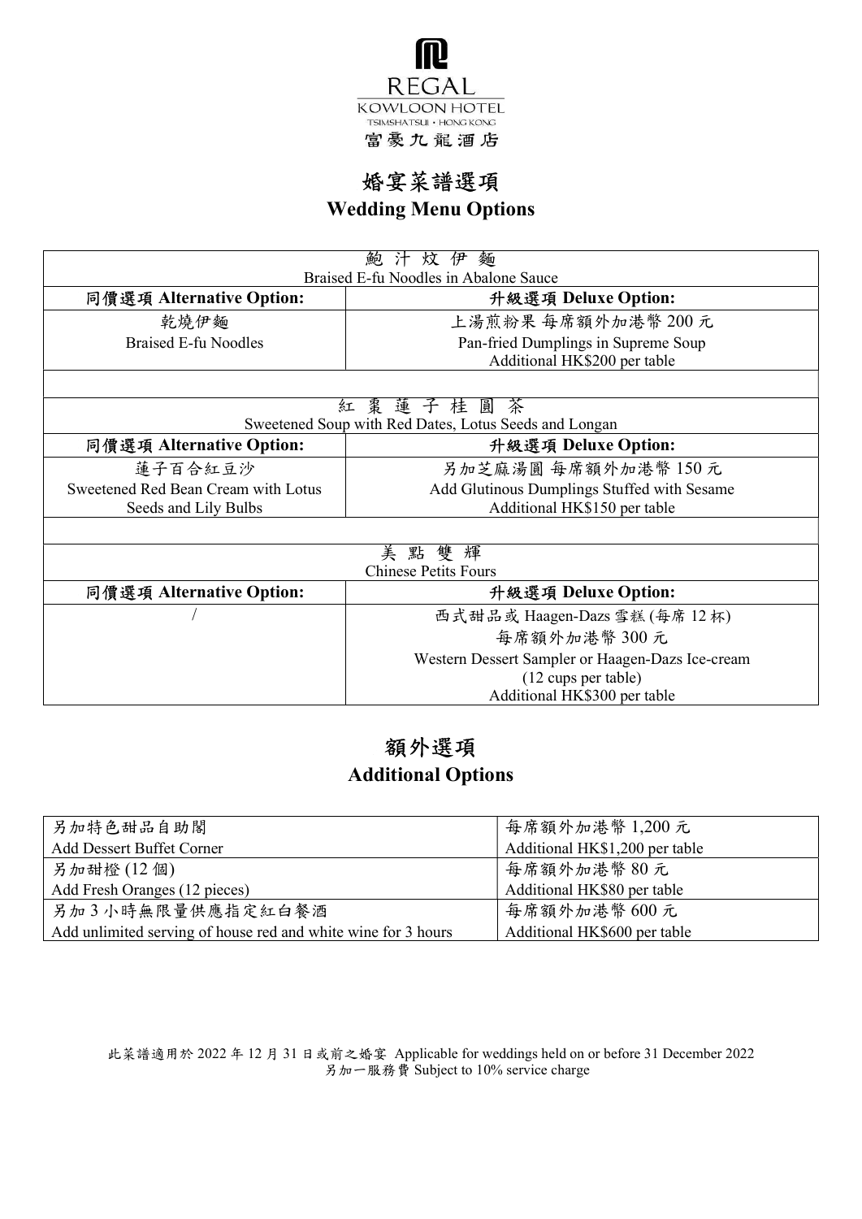REGAL KOWLOON HOTEL
TSIMSHATSUI • HONG KONG
富豪九龍酒店

# 婚宴菜譜選項
## Wedding Menu Options

| 鮑 汁 炆 伊 麵<br>Braised E-fu Noodles in Abalone Sauce | |
|---|---|
| **同價選項 Alternative Option:** | **升級選項 Deluxe Option:** |
| 乾燒伊麵<br>Braised E-fu Noodles | 上湯煎粉果 每席額外加港幣 200 元<br>Pan-fried Dumplings in Supreme Soup<br>Additional HK$200 per table |

| 紅 棗 蓮 子 桂 圓 茶<br>Sweetened Soup with Red Dates, Lotus Seeds and Longan | |
|---|---|
| **同價選項 Alternative Option:** | **升級選項 Deluxe Option:** |
| 蓮子百合紅豆沙<br>Sweetened Red Bean Cream with Lotus Seeds and Lily Bulbs | 另加芝麻湯圓 每席額外加港幣 150 元<br>Add Glutinous Dumplings Stuffed with Sesame<br>Additional HK$150 per table |

| 美 點 雙 輝<br>Chinese Petits Fours | |
|---|---|
| **同價選項 Alternative Option:** | **升級選項 Deluxe Option:** |
| / | 西式甜品或 Haagen-Dazs 雪糕 (每席 12 杯)<br>每席額外加港幣 300 元<br>Western Dessert Sampler or Haagen-Dazs Ice-cream<br>(12 cups per table)<br>Additional HK$300 per table |

# 額外選項
## Additional Options

| | |
|---|---|
| 另加特色甜品自助閣<br>Add Dessert Buffet Corner | 每席額外加港幣 1,200 元<br>Additional HK$1,200 per table |
| 另加甜橙 (12 個)<br>Add Fresh Oranges (12 pieces) | 每席額外加港幣 80 元<br>Additional HK$80 per table |
| 另加 3 小時無限量供應指定紅白餐酒<br>Add unlimited serving of house red and white wine for 3 hours | 每席額外加港幣 600 元<br>Additional HK$600 per table |

此菜譜適用於 2022 年 12 月 31 日或前之婚宴 Applicable for weddings held on or before 31 December 2022
另加一服務費 Subject to 10% service charge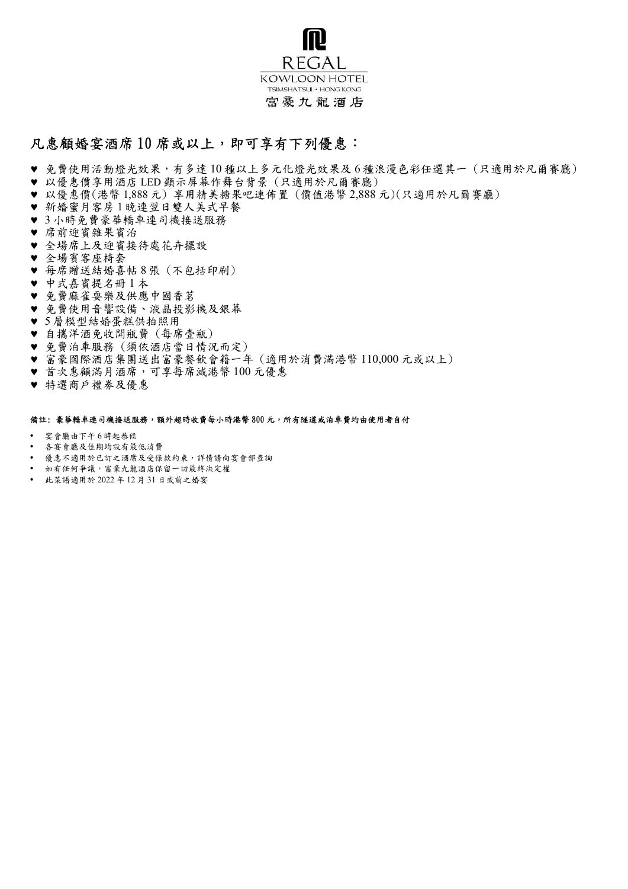REGAL
KOWLOON HOTEL
TSIMSHATSUI • HONG KONG
富豪九龍酒店

## 凡惠顧婚宴酒席 10 席或以上，即可享有下列優惠：

- ♥ 免費使用活動燈光效果，有多達 10 種以上多元化燈光效果及 6 種浪漫色彩任選其一（只適用於凡爾賽廳）
- ♥ 以優惠價享用酒店 LED 顯示屏幕作舞台背景（只適用於凡爾賽廳）
- ♥ 以優惠價(港幣 1,888 元）享用精美糖果吧連佈置（價值港幣 2,888 元)(只適用於凡爾賽廳）
- ♥ 新婚蜜月客房 1 晚連翌日雙人美式早餐
- ♥ 3 小時免費豪華轎車連司機接送服務
- ♥ 席前迎賓雜果賓治
- ♥ 全場席上及迎賓接待處花卉擺設
- ♥ 全場賓客座椅套
- ♥ 每席贈送結婚喜帖 8 張（不包括印刷）
- ♥ 中式嘉賓提名冊 1 本
- ♥ 免費麻雀耍樂及供應中國香茗
- ♥ 免費使用音響設備、液晶投影機及銀幕
- ♥ 5 層模型結婚蛋糕供拍照用
- ♥ 自攜洋酒免收開瓶費（每席壹瓶）
- ♥ 免費泊車服務（須依酒店當日情況而定）
- ♥ 富豪國際酒店集團送出富豪餐飲會籍一年（適用於消費滿港幣 110,000 元或以上）
- ♥ 首次惠顧滿月酒席，可享每席減港幣 100 元優惠
- ♥ 特選商戶禮券及優惠

**備註：豪華轎車連司機接送服務，額外超時收費每小時港幣 800 元，所有隧道或泊車費均由使用者自付**

- 宴會廳由下午 6 時起恭候
- 各宴會廳及佳期均設有最低消費
- 優惠不適用於已訂之酒席及受條款約束，詳情請向宴會部查詢
- 如有任何爭議，富豪九龍酒店保留一切最終決定權
- 此菜譜適用於 2022 年 12 月 31 日或前之婚宴